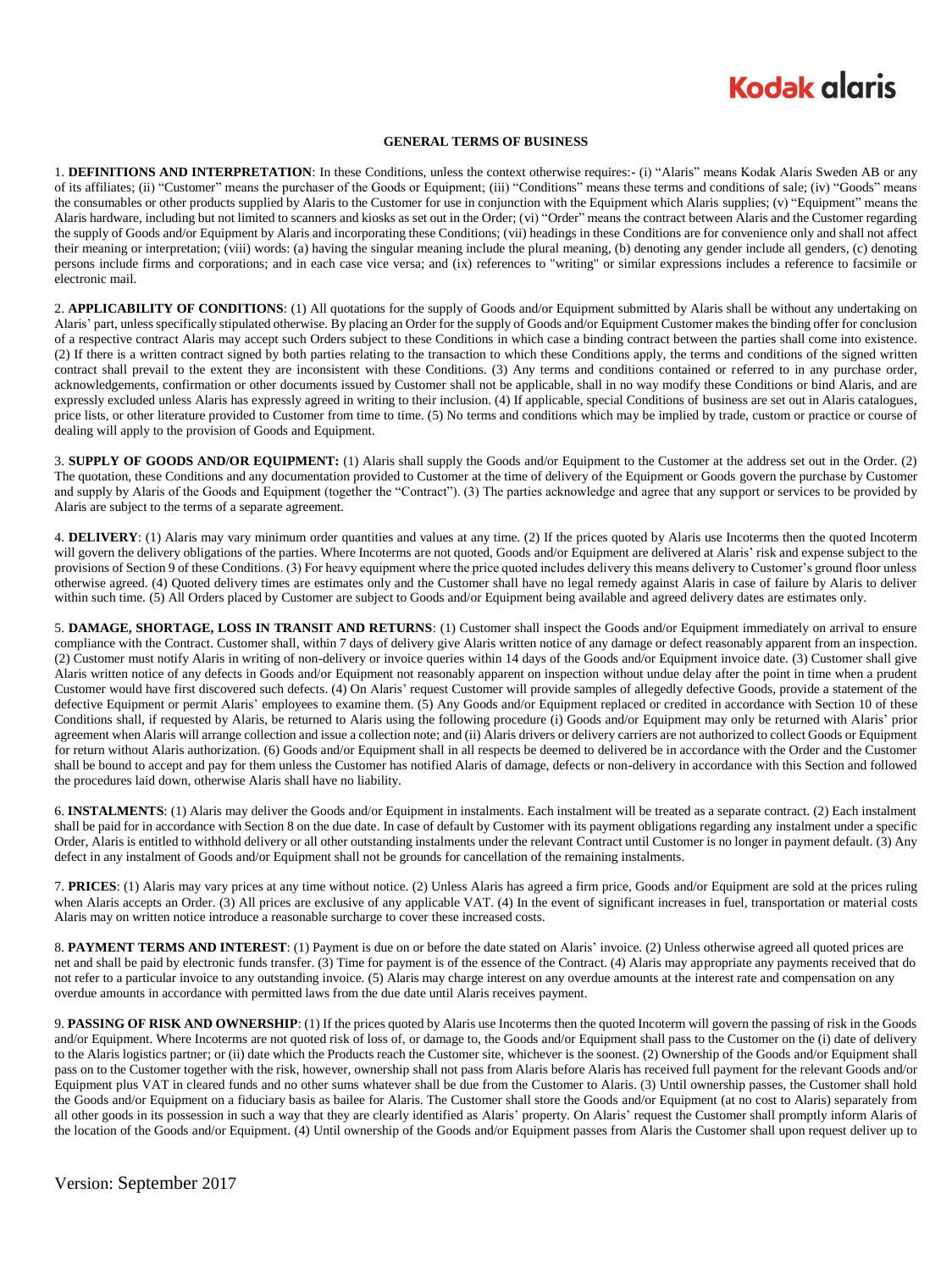Kodak alaris

## GENERAL TERMS OF BUSINESS

1. **DEFINITIONS AND INTERPRETATION**: In these Conditions, unless the context otherwise requires:- (i) "Alaris" means Kodak Alaris Sweden AB or any of its affiliates; (ii) "Customer" means the purchaser of the Goods or Equipment; (iii) "Conditions" means these terms and conditions of sale; (iv) "Goods" means the consumables or other products supplied by Alaris to the Customer for use in conjunction with the Equipment which Alaris supplies; (v) "Equipment" means the Alaris hardware, including but not limited to scanners and kiosks as set out in the Order; (vi) "Order" means the contract between Alaris and the Customer regarding the supply of Goods and/or Equipment by Alaris and incorporating these Conditions; (vii) headings in these Conditions are for convenience only and shall not affect their meaning or interpretation; (viii) words: (a) having the singular meaning include the plural meaning, (b) denoting any gender include all genders, (c) denoting persons include firms and corporations; and in each case vice versa; and (ix) references to "writing" or similar expressions includes a reference to facsimile or electronic mail.

2. **APPLICABILITY OF CONDITIONS**: (1) All quotations for the supply of Goods and/or Equipment submitted by Alaris shall be without any undertaking on Alaris' part, unless specifically stipulated otherwise. By placing an Order for the supply of Goods and/or Equipment Customer makes the binding offer for conclusion of a respective contract Alaris may accept such Orders subject to these Conditions in which case a binding contract between the parties shall come into existence. (2) If there is a written contract signed by both parties relating to the transaction to which these Conditions apply, the terms and conditions of the signed written contract shall prevail to the extent they are inconsistent with these Conditions. (3) Any terms and conditions contained or referred to in any purchase order, acknowledgements, confirmation or other documents issued by Customer shall not be applicable, shall in no way modify these Conditions or bind Alaris, and are expressly excluded unless Alaris has expressly agreed in writing to their inclusion. (4) If applicable, special Conditions of business are set out in Alaris catalogues, price lists, or other literature provided to Customer from time to time. (5) No terms and conditions which may be implied by trade, custom or practice or course of dealing will apply to the provision of Goods and Equipment.

3. **SUPPLY OF GOODS AND/OR EQUIPMENT:** (1) Alaris shall supply the Goods and/or Equipment to the Customer at the address set out in the Order. (2) The quotation, these Conditions and any documentation provided to Customer at the time of delivery of the Equipment or Goods govern the purchase by Customer and supply by Alaris of the Goods and Equipment (together the "Contract"). (3) The parties acknowledge and agree that any support or services to be provided by Alaris are subject to the terms of a separate agreement.

4. **DELIVERY**: (1) Alaris may vary minimum order quantities and values at any time. (2) If the prices quoted by Alaris use Incoterms then the quoted Incoterm will govern the delivery obligations of the parties. Where Incoterms are not quoted, Goods and/or Equipment are delivered at Alaris' risk and expense subject to the provisions of Section 9 of these Conditions. (3) For heavy equipment where the price quoted includes delivery this means delivery to Customer's ground floor unless otherwise agreed. (4) Quoted delivery times are estimates only and the Customer shall have no legal remedy against Alaris in case of failure by Alaris to deliver within such time. (5) All Orders placed by Customer are subject to Goods and/or Equipment being available and agreed delivery dates are estimates only.

5. **DAMAGE, SHORTAGE, LOSS IN TRANSIT AND RETURNS**: (1) Customer shall inspect the Goods and/or Equipment immediately on arrival to ensure compliance with the Contract. Customer shall, within 7 days of delivery give Alaris written notice of any damage or defect reasonably apparent from an inspection. (2) Customer must notify Alaris in writing of non-delivery or invoice queries within 14 days of the Goods and/or Equipment invoice date. (3) Customer shall give Alaris written notice of any defects in Goods and/or Equipment not reasonably apparent on inspection without undue delay after the point in time when a prudent Customer would have first discovered such defects. (4) On Alaris' request Customer will provide samples of allegedly defective Goods, provide a statement of the defective Equipment or permit Alaris' employees to examine them. (5) Any Goods and/or Equipment replaced or credited in accordance with Section 10 of these Conditions shall, if requested by Alaris, be returned to Alaris using the following procedure (i) Goods and/or Equipment may only be returned with Alaris' prior agreement when Alaris will arrange collection and issue a collection note; and (ii) Alaris drivers or delivery carriers are not authorized to collect Goods or Equipment for return without Alaris authorization. (6) Goods and/or Equipment shall in all respects be deemed to delivered be in accordance with the Order and the Customer shall be bound to accept and pay for them unless the Customer has notified Alaris of damage, defects or non-delivery in accordance with this Section and followed the procedures laid down, otherwise Alaris shall have no liability.

6. **INSTALMENTS**: (1) Alaris may deliver the Goods and/or Equipment in instalments. Each instalment will be treated as a separate contract. (2) Each instalment shall be paid for in accordance with Section 8 on the due date. In case of default by Customer with its payment obligations regarding any instalment under a specific Order, Alaris is entitled to withhold delivery or all other outstanding instalments under the relevant Contract until Customer is no longer in payment default. (3) Any defect in any instalment of Goods and/or Equipment shall not be grounds for cancellation of the remaining instalments.

7. **PRICES**: (1) Alaris may vary prices at any time without notice. (2) Unless Alaris has agreed a firm price, Goods and/or Equipment are sold at the prices ruling when Alaris accepts an Order. (3) All prices are exclusive of any applicable VAT. (4) In the event of significant increases in fuel, transportation or material costs Alaris may on written notice introduce a reasonable surcharge to cover these increased costs.

8. **PAYMENT TERMS AND INTEREST**: (1) Payment is due on or before the date stated on Alaris' invoice. (2) Unless otherwise agreed all quoted prices are net and shall be paid by electronic funds transfer. (3) Time for payment is of the essence of the Contract. (4) Alaris may appropriate any payments received that do not refer to a particular invoice to any outstanding invoice. (5) Alaris may charge interest on any overdue amounts at the interest rate and compensation on any overdue amounts in accordance with permitted laws from the due date until Alaris receives payment.

9. **PASSING OF RISK AND OWNERSHIP**: (1) If the prices quoted by Alaris use Incoterms then the quoted Incoterm will govern the passing of risk in the Goods and/or Equipment. Where Incoterms are not quoted risk of loss of, or damage to, the Goods and/or Equipment shall pass to the Customer on the (i) date of delivery to the Alaris logistics partner; or (ii) date which the Products reach the Customer site, whichever is the soonest. (2) Ownership of the Goods and/or Equipment shall pass on to the Customer together with the risk, however, ownership shall not pass from Alaris before Alaris has received full payment for the relevant Goods and/or Equipment plus VAT in cleared funds and no other sums whatever shall be due from the Customer to Alaris. (3) Until ownership passes, the Customer shall hold the Goods and/or Equipment on a fiduciary basis as bailee for Alaris. The Customer shall store the Goods and/or Equipment (at no cost to Alaris) separately from all other goods in its possession in such a way that they are clearly identified as Alaris' property. On Alaris' request the Customer shall promptly inform Alaris of the location of the Goods and/or Equipment. (4) Until ownership of the Goods and/or Equipment passes from Alaris the Customer shall upon request deliver up to

Version: September 2017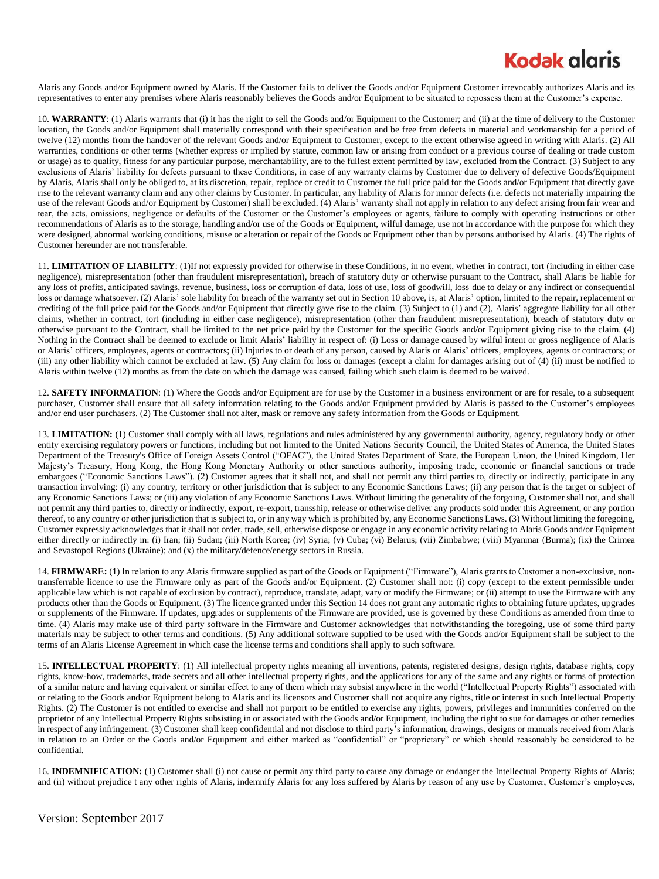Alaris any Goods and/or Equipment owned by Alaris. If the Customer fails to deliver the Goods and/or Equipment Customer irrevocably authorizes Alaris and its representatives to enter any premises where Alaris reasonably believes the Goods and/or Equipment to be situated to repossess them at the Customer's expense.

10. **WARRANTY**: (1) Alaris warrants that (i) it has the right to sell the Goods and/or Equipment to the Customer; and (ii) at the time of delivery to the Customer location, the Goods and/or Equipment shall materially correspond with their specification and be free from defects in material and workmanship for a period of twelve (12) months from the handover of the relevant Goods and/or Equipment to Customer, except to the extent otherwise agreed in writing with Alaris. (2) All warranties, conditions or other terms (whether express or implied by statute, common law or arising from conduct or a previous course of dealing or trade custom or usage) as to quality, fitness for any particular purpose, merchantability, are to the fullest extent permitted by law, excluded from the Contract. (3) Subject to any exclusions of Alaris' liability for defects pursuant to these Conditions, in case of any warranty claims by Customer due to delivery of defective Goods/Equipment by Alaris, Alaris shall only be obliged to, at its discretion, repair, replace or credit to Customer the full price paid for the Goods and/or Equipment that directly gave rise to the relevant warranty claim and any other claims by Customer. In particular, any liability of Alaris for minor defects (i.e. defects not materially impairing the use of the relevant Goods and/or Equipment by Customer) shall be excluded. (4) Alaris' warranty shall not apply in relation to any defect arising from fair wear and tear, the acts, omissions, negligence or defaults of the Customer or the Customer's employees or agents, failure to comply with operating instructions or other recommendations of Alaris as to the storage, handling and/or use of the Goods or Equipment, wilful damage, use not in accordance with the purpose for which they were designed, abnormal working conditions, misuse or alteration or repair of the Goods or Equipment other than by persons authorised by Alaris. (4) The rights of Customer hereunder are not transferable.

11. **LIMITATION OF LIABILITY**: (1)If not expressly provided for otherwise in these Conditions, in no event, whether in contract, tort (including in either case negligence), misrepresentation (other than fraudulent misrepresentation), breach of statutory duty or otherwise pursuant to the Contract, shall Alaris be liable for any loss of profits, anticipated savings, revenue, business, loss or corruption of data, loss of use, loss of goodwill, loss due to delay or any indirect or consequential loss or damage whatsoever. (2) Alaris' sole liability for breach of the warranty set out in Section 10 above, is, at Alaris' option, limited to the repair, replacement or crediting of the full price paid for the Goods and/or Equipment that directly gave rise to the claim. (3) Subject to (1) and (2), Alaris' aggregate liability for all other claims, whether in contract, tort (including in either case negligence), misrepresentation (other than fraudulent misrepresentation), breach of statutory duty or otherwise pursuant to the Contract, shall be limited to the net price paid by the Customer for the specific Goods and/or Equipment giving rise to the claim. (4) Nothing in the Contract shall be deemed to exclude or limit Alaris' liability in respect of: (i) Loss or damage caused by wilful intent or gross negligence of Alaris or Alaris' officers, employees, agents or contractors; (ii) Injuries to or death of any person, caused by Alaris or Alaris' officers, employees, agents or contractors; or (iii) any other liability which cannot be excluded at law. (5) Any claim for loss or damages (except a claim for damages arising out of (4) (ii) must be notified to Alaris within twelve (12) months as from the date on which the damage was caused, failing which such claim is deemed to be waived.

12. **SAFETY INFORMATION**: (1) Where the Goods and/or Equipment are for use by the Customer in a business environment or are for resale, to a subsequent purchaser, Customer shall ensure that all safety information relating to the Goods and/or Equipment provided by Alaris is passed to the Customer's employees and/or end user purchasers. (2) The Customer shall not alter, mask or remove any safety information from the Goods or Equipment.

13. **LIMITATION:** (1) Customer shall comply with all laws, regulations and rules administered by any governmental authority, agency, regulatory body or other entity exercising regulatory powers or functions, including but not limited to the United Nations Security Council, the United States of America, the United States Department of the Treasury's Office of Foreign Assets Control ("OFAC"), the United States Department of State, the European Union, the United Kingdom, Her Majesty's Treasury, Hong Kong, the Hong Kong Monetary Authority or other sanctions authority, imposing trade, economic or financial sanctions or trade embargoes ("Economic Sanctions Laws"). (2) Customer agrees that it shall not, and shall not permit any third parties to, directly or indirectly, participate in any transaction involving: (i) any country, territory or other jurisdiction that is subject to any Economic Sanctions Laws; (ii) any person that is the target or subject of any Economic Sanctions Laws; or (iii) any violation of any Economic Sanctions Laws. Without limiting the generality of the forgoing, Customer shall not, and shall not permit any third parties to, directly or indirectly, export, re-export, transship, release or otherwise deliver any products sold under this Agreement, or any portion thereof, to any country or other jurisdiction that is subject to, or in any way which is prohibited by, any Economic Sanctions Laws. (3) Without limiting the foregoing, Customer expressly acknowledges that it shall not order, trade, sell, otherwise dispose or engage in any economic activity relating to Alaris Goods and/or Equipment either directly or indirectly in: (i) Iran; (ii) Sudan; (iii) North Korea; (iv) Syria; (v) Cuba; (vi) Belarus; (vii) Zimbabwe; (viii) Myanmar (Burma); (ix) the Crimea and Sevastopol Regions (Ukraine); and (x) the military/defence/energy sectors in Russia.

14. **FIRMWARE:** (1) In relation to any Alaris firmware supplied as part of the Goods or Equipment ("Firmware"), Alaris grants to Customer a non-exclusive, non-transferrable licence to use the Firmware only as part of the Goods and/or Equipment. (2) Customer shall not: (i) copy (except to the extent permissible under applicable law which is not capable of exclusion by contract), reproduce, translate, adapt, vary or modify the Firmware; or (ii) attempt to use the Firmware with any products other than the Goods or Equipment. (3) The licence granted under this Section 14 does not grant any automatic rights to obtaining future updates, upgrades or supplements of the Firmware. If updates, upgrades or supplements of the Firmware are provided, use is governed by these Conditions as amended from time to time. (4) Alaris may make use of third party software in the Firmware and Customer acknowledges that notwithstanding the foregoing, use of some third party materials may be subject to other terms and conditions. (5) Any additional software supplied to be used with the Goods and/or Equipment shall be subject to the terms of an Alaris License Agreement in which case the license terms and conditions shall apply to such software.

15. **INTELLECTUAL PROPERTY**: (1) All intellectual property rights meaning all inventions, patents, registered designs, design rights, database rights, copy rights, know-how, trademarks, trade secrets and all other intellectual property rights, and the applications for any of the same and any rights or forms of protection of a similar nature and having equivalent or similar effect to any of them which may subsist anywhere in the world ("Intellectual Property Rights") associated with or relating to the Goods and/or Equipment belong to Alaris and its licensors and Customer shall not acquire any rights, title or interest in such Intellectual Property Rights. (2) The Customer is not entitled to exercise and shall not purport to be entitled to exercise any rights, powers, privileges and immunities conferred on the proprietor of any Intellectual Property Rights subsisting in or associated with the Goods and/or Equipment, including the right to sue for damages or other remedies in respect of any infringement. (3) Customer shall keep confidential and not disclose to third party's information, drawings, designs or manuals received from Alaris in relation to an Order or the Goods and/or Equipment and either marked as "confidential" or "proprietary" or which should reasonably be considered to be confidential.

16. **INDEMNIFICATION:** (1) Customer shall (i) not cause or permit any third party to cause any damage or endanger the Intellectual Property Rights of Alaris; and (ii) without prejudice t any other rights of Alaris, indemnify Alaris for any loss suffered by Alaris by reason of any use by Customer, Customer's employees,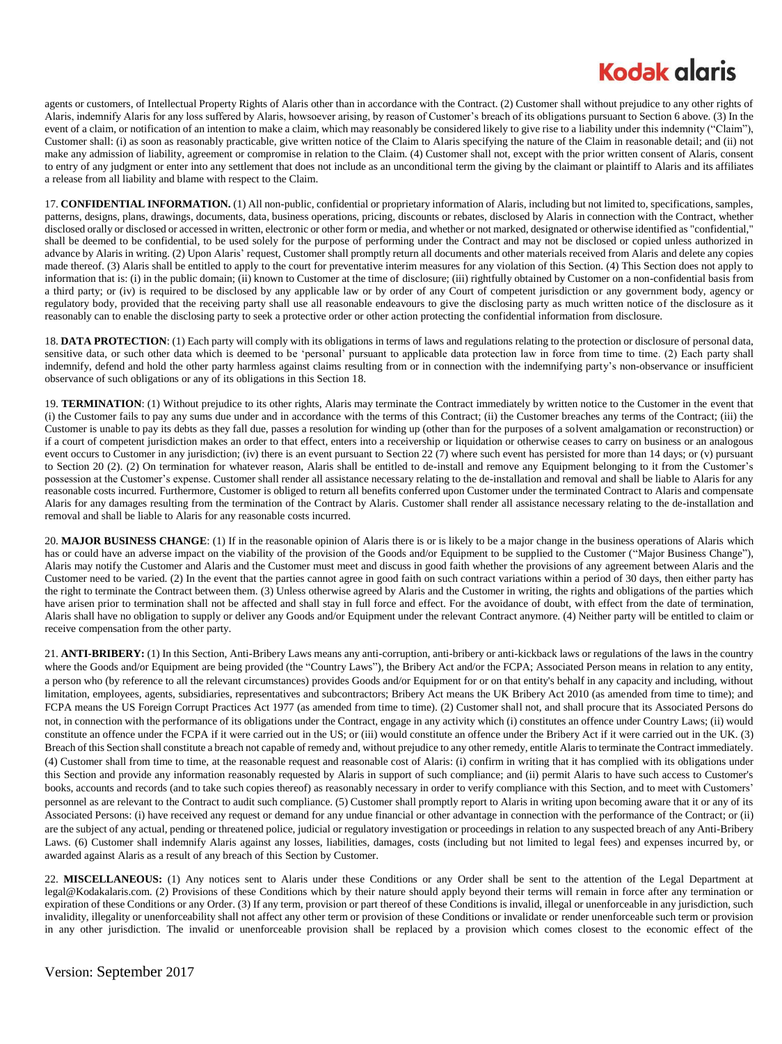agents or customers, of Intellectual Property Rights of Alaris other than in accordance with the Contract. (2) Customer shall without prejudice to any other rights of Alaris, indemnify Alaris for any loss suffered by Alaris, howsoever arising, by reason of Customer's breach of its obligations pursuant to Section 6 above. (3) In the event of a claim, or notification of an intention to make a claim, which may reasonably be considered likely to give rise to a liability under this indemnity ("Claim"), Customer shall: (i) as soon as reasonably practicable, give written notice of the Claim to Alaris specifying the nature of the Claim in reasonable detail; and (ii) not make any admission of liability, agreement or compromise in relation to the Claim. (4) Customer shall not, except with the prior written consent of Alaris, consent to entry of any judgment or enter into any settlement that does not include as an unconditional term the giving by the claimant or plaintiff to Alaris and its affiliates a release from all liability and blame with respect to the Claim.

17. **CONFIDENTIAL INFORMATION.** (1) All non-public, confidential or proprietary information of Alaris, including but not limited to, specifications, samples, patterns, designs, plans, drawings, documents, data, business operations, pricing, discounts or rebates, disclosed by Alaris in connection with the Contract, whether disclosed orally or disclosed or accessed in written, electronic or other form or media, and whether or not marked, designated or otherwise identified as "confidential," shall be deemed to be confidential, to be used solely for the purpose of performing under the Contract and may not be disclosed or copied unless authorized in advance by Alaris in writing. (2) Upon Alaris' request, Customer shall promptly return all documents and other materials received from Alaris and delete any copies made thereof. (3) Alaris shall be entitled to apply to the court for preventative interim measures for any violation of this Section. (4) This Section does not apply to information that is: (i) in the public domain; (ii) known to Customer at the time of disclosure; (iii) rightfully obtained by Customer on a non-confidential basis from a third party; or (iv) is required to be disclosed by any applicable law or by order of any Court of competent jurisdiction or any government body, agency or regulatory body, provided that the receiving party shall use all reasonable endeavours to give the disclosing party as much written notice of the disclosure as it reasonably can to enable the disclosing party to seek a protective order or other action protecting the confidential information from disclosure.

18. **DATA PROTECTION**: (1) Each party will comply with its obligations in terms of laws and regulations relating to the protection or disclosure of personal data, sensitive data, or such other data which is deemed to be 'personal' pursuant to applicable data protection law in force from time to time. (2) Each party shall indemnify, defend and hold the other party harmless against claims resulting from or in connection with the indemnifying party's non-observance or insufficient observance of such obligations or any of its obligations in this Section 18.

19. **TERMINATION**: (1) Without prejudice to its other rights, Alaris may terminate the Contract immediately by written notice to the Customer in the event that (i) the Customer fails to pay any sums due under and in accordance with the terms of this Contract; (ii) the Customer breaches any terms of the Contract; (iii) the Customer is unable to pay its debts as they fall due, passes a resolution for winding up (other than for the purposes of a solvent amalgamation or reconstruction) or if a court of competent jurisdiction makes an order to that effect, enters into a receivership or liquidation or otherwise ceases to carry on business or an analogous event occurs to Customer in any jurisdiction; (iv) there is an event pursuant to Section 22 (7) where such event has persisted for more than 14 days; or (v) pursuant to Section 20 (2). (2) On termination for whatever reason, Alaris shall be entitled to de-install and remove any Equipment belonging to it from the Customer's possession at the Customer's expense. Customer shall render all assistance necessary relating to the de-installation and removal and shall be liable to Alaris for any reasonable costs incurred. Furthermore, Customer is obliged to return all benefits conferred upon Customer under the terminated Contract to Alaris and compensate Alaris for any damages resulting from the termination of the Contract by Alaris. Customer shall render all assistance necessary relating to the de-installation and removal and shall be liable to Alaris for any reasonable costs incurred.

20. **MAJOR BUSINESS CHANGE**: (1) If in the reasonable opinion of Alaris there is or is likely to be a major change in the business operations of Alaris which has or could have an adverse impact on the viability of the provision of the Goods and/or Equipment to be supplied to the Customer ("Major Business Change"), Alaris may notify the Customer and Alaris and the Customer must meet and discuss in good faith whether the provisions of any agreement between Alaris and the Customer need to be varied. (2) In the event that the parties cannot agree in good faith on such contract variations within a period of 30 days, then either party has the right to terminate the Contract between them. (3) Unless otherwise agreed by Alaris and the Customer in writing, the rights and obligations of the parties which have arisen prior to termination shall not be affected and shall stay in full force and effect. For the avoidance of doubt, with effect from the date of termination, Alaris shall have no obligation to supply or deliver any Goods and/or Equipment under the relevant Contract anymore. (4) Neither party will be entitled to claim or receive compensation from the other party.

21. **ANTI-BRIBERY:** (1) In this Section, Anti-Bribery Laws means any anti-corruption, anti-bribery or anti-kickback laws or regulations of the laws in the country where the Goods and/or Equipment are being provided (the "Country Laws"), the Bribery Act and/or the FCPA; Associated Person means in relation to any entity, a person who (by reference to all the relevant circumstances) provides Goods and/or Equipment for or on that entity's behalf in any capacity and including, without limitation, employees, agents, subsidiaries, representatives and subcontractors; Bribery Act means the UK Bribery Act 2010 (as amended from time to time); and FCPA means the US Foreign Corrupt Practices Act 1977 (as amended from time to time). (2) Customer shall not, and shall procure that its Associated Persons do not, in connection with the performance of its obligations under the Contract, engage in any activity which (i) constitutes an offence under Country Laws; (ii) would constitute an offence under the FCPA if it were carried out in the US; or (iii) would constitute an offence under the Bribery Act if it were carried out in the UK. (3) Breach of this Section shall constitute a breach not capable of remedy and, without prejudice to any other remedy, entitle Alaris to terminate the Contract immediately. (4) Customer shall from time to time, at the reasonable request and reasonable cost of Alaris: (i) confirm in writing that it has complied with its obligations under this Section and provide any information reasonably requested by Alaris in support of such compliance; and (ii) permit Alaris to have such access to Customer's books, accounts and records (and to take such copies thereof) as reasonably necessary in order to verify compliance with this Section, and to meet with Customers' personnel as are relevant to the Contract to audit such compliance. (5) Customer shall promptly report to Alaris in writing upon becoming aware that it or any of its Associated Persons: (i) have received any request or demand for any undue financial or other advantage in connection with the performance of the Contract; or (ii) are the subject of any actual, pending or threatened police, judicial or regulatory investigation or proceedings in relation to any suspected breach of any Anti-Bribery Laws. (6) Customer shall indemnify Alaris against any losses, liabilities, damages, costs (including but not limited to legal fees) and expenses incurred by, or awarded against Alaris as a result of any breach of this Section by Customer.

22. **MISCELLANEOUS:** (1) Any notices sent to Alaris under these Conditions or any Order shall be sent to the attention of the Legal Department at legal@Kodakalaris.com. (2) Provisions of these Conditions which by their nature should apply beyond their terms will remain in force after any termination or expiration of these Conditions or any Order. (3) If any term, provision or part thereof of these Conditions is invalid, illegal or unenforceable in any jurisdiction, such invalidity, illegality or unenforceability shall not affect any other term or provision of these Conditions or invalidate or render unenforceable such term or provision in any other jurisdiction. The invalid or unenforceable provision shall be replaced by a provision which comes closest to the economic effect of the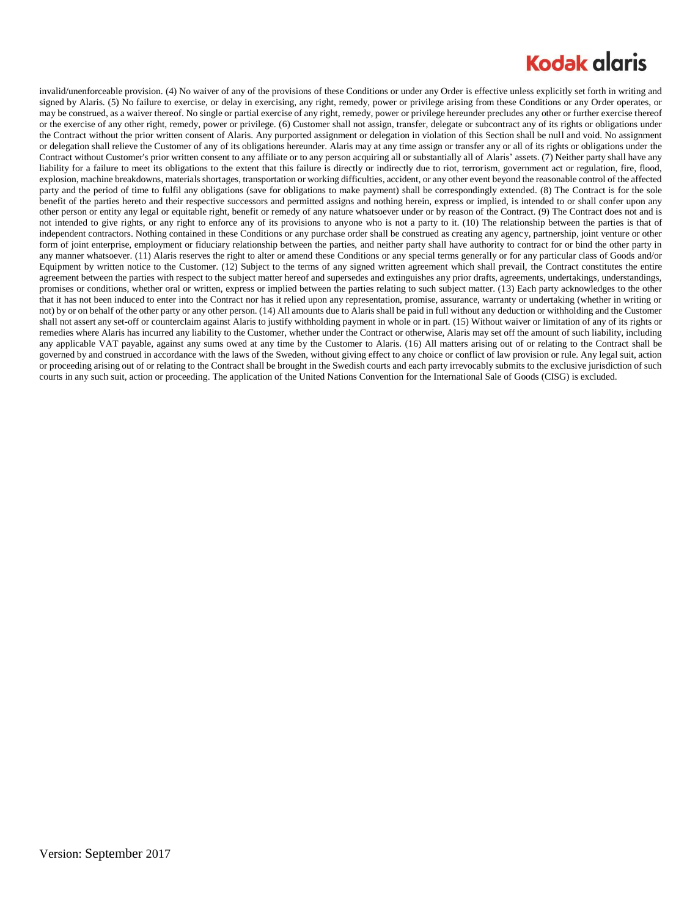invalid/unenforceable provision. (4) No waiver of any of the provisions of these Conditions or under any Order is effective unless explicitly set forth in writing and signed by Alaris. (5) No failure to exercise, or delay in exercising, any right, remedy, power or privilege arising from these Conditions or any Order operates, or may be construed, as a waiver thereof. No single or partial exercise of any right, remedy, power or privilege hereunder precludes any other or further exercise thereof or the exercise of any other right, remedy, power or privilege. (6) Customer shall not assign, transfer, delegate or subcontract any of its rights or obligations under the Contract without the prior written consent of Alaris. Any purported assignment or delegation in violation of this Section shall be null and void. No assignment or delegation shall relieve the Customer of any of its obligations hereunder. Alaris may at any time assign or transfer any or all of its rights or obligations under the Contract without Customer's prior written consent to any affiliate or to any person acquiring all or substantially all of Alaris' assets. (7) Neither party shall have any liability for a failure to meet its obligations to the extent that this failure is directly or indirectly due to riot, terrorism, government act or regulation, fire, flood, explosion, machine breakdowns, materials shortages, transportation or working difficulties, accident, or any other event beyond the reasonable control of the affected party and the period of time to fulfil any obligations (save for obligations to make payment) shall be correspondingly extended. (8) The Contract is for the sole benefit of the parties hereto and their respective successors and permitted assigns and nothing herein, express or implied, is intended to or shall confer upon any other person or entity any legal or equitable right, benefit or remedy of any nature whatsoever under or by reason of the Contract. (9) The Contract does not and is not intended to give rights, or any right to enforce any of its provisions to anyone who is not a party to it. (10) The relationship between the parties is that of independent contractors. Nothing contained in these Conditions or any purchase order shall be construed as creating any agency, partnership, joint venture or other form of joint enterprise, employment or fiduciary relationship between the parties, and neither party shall have authority to contract for or bind the other party in any manner whatsoever. (11) Alaris reserves the right to alter or amend these Conditions or any special terms generally or for any particular class of Goods and/or Equipment by written notice to the Customer. (12) Subject to the terms of any signed written agreement which shall prevail, the Contract constitutes the entire agreement between the parties with respect to the subject matter hereof and supersedes and extinguishes any prior drafts, agreements, undertakings, understandings, promises or conditions, whether oral or written, express or implied between the parties relating to such subject matter. (13) Each party acknowledges to the other that it has not been induced to enter into the Contract nor has it relied upon any representation, promise, assurance, warranty or undertaking (whether in writing or not) by or on behalf of the other party or any other person. (14) All amounts due to Alaris shall be paid in full without any deduction or withholding and the Customer shall not assert any set-off or counterclaim against Alaris to justify withholding payment in whole or in part. (15) Without waiver or limitation of any of its rights or remedies where Alaris has incurred any liability to the Customer, whether under the Contract or otherwise, Alaris may set off the amount of such liability, including any applicable VAT payable, against any sums owed at any time by the Customer to Alaris. (16) All matters arising out of or relating to the Contract shall be governed by and construed in accordance with the laws of the Sweden, without giving effect to any choice or conflict of law provision or rule. Any legal suit, action or proceeding arising out of or relating to the Contract shall be brought in the Swedish courts and each party irrevocably submits to the exclusive jurisdiction of such courts in any such suit, action or proceeding. The application of the United Nations Convention for the International Sale of Goods (CISG) is excluded.

Version: September 2017